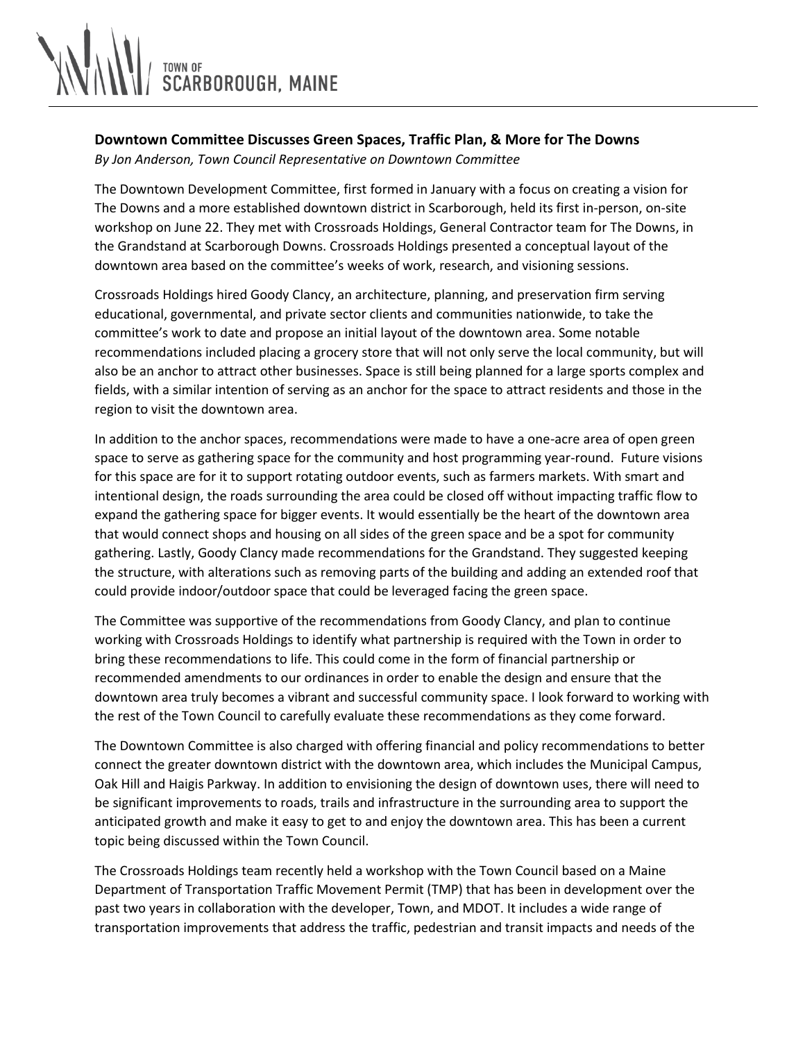TOWN OF
SCARBOROUGH, MAINE

## Downtown Committee Discusses Green Spaces, Traffic Plan, & More for The Downs

*By Jon Anderson, Town Council Representative on Downtown Committee*

The Downtown Development Committee, first formed in January with a focus on creating a vision for The Downs and a more established downtown district in Scarborough, held its first in-person, on-site workshop on June 22. They met with Crossroads Holdings, General Contractor team for The Downs, in the Grandstand at Scarborough Downs. Crossroads Holdings presented a conceptual layout of the downtown area based on the committee's weeks of work, research, and visioning sessions.

Crossroads Holdings hired Goody Clancy, an architecture, planning, and preservation firm serving educational, governmental, and private sector clients and communities nationwide, to take the committee's work to date and propose an initial layout of the downtown area. Some notable recommendations included placing a grocery store that will not only serve the local community, but will also be an anchor to attract other businesses. Space is still being planned for a large sports complex and fields, with a similar intention of serving as an anchor for the space to attract residents and those in the region to visit the downtown area.

In addition to the anchor spaces, recommendations were made to have a one-acre area of open green space to serve as gathering space for the community and host programming year-round. Future visions for this space are for it to support rotating outdoor events, such as farmers markets. With smart and intentional design, the roads surrounding the area could be closed off without impacting traffic flow to expand the gathering space for bigger events. It would essentially be the heart of the downtown area that would connect shops and housing on all sides of the green space and be a spot for community gathering. Lastly, Goody Clancy made recommendations for the Grandstand. They suggested keeping the structure, with alterations such as removing parts of the building and adding an extended roof that could provide indoor/outdoor space that could be leveraged facing the green space.

The Committee was supportive of the recommendations from Goody Clancy, and plan to continue working with Crossroads Holdings to identify what partnership is required with the Town in order to bring these recommendations to life. This could come in the form of financial partnership or recommended amendments to our ordinances in order to enable the design and ensure that the downtown area truly becomes a vibrant and successful community space. I look forward to working with the rest of the Town Council to carefully evaluate these recommendations as they come forward.

The Downtown Committee is also charged with offering financial and policy recommendations to better connect the greater downtown district with the downtown area, which includes the Municipal Campus, Oak Hill and Haigis Parkway. In addition to envisioning the design of downtown uses, there will need to be significant improvements to roads, trails and infrastructure in the surrounding area to support the anticipated growth and make it easy to get to and enjoy the downtown area. This has been a current topic being discussed within the Town Council.

The Crossroads Holdings team recently held a workshop with the Town Council based on a Maine Department of Transportation Traffic Movement Permit (TMP) that has been in development over the past two years in collaboration with the developer, Town, and MDOT. It includes a wide range of transportation improvements that address the traffic, pedestrian and transit impacts and needs of the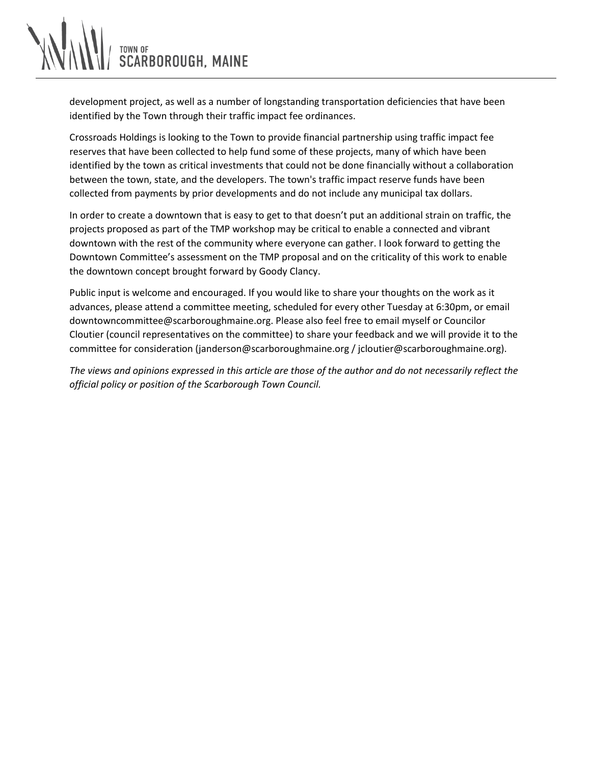development project, as well as a number of longstanding transportation deficiencies that have been identified by the Town through their traffic impact fee ordinances.

Crossroads Holdings is looking to the Town to provide financial partnership using traffic impact fee reserves that have been collected to help fund some of these projects, many of which have been identified by the town as critical investments that could not be done financially without a collaboration between the town, state, and the developers. The town's traffic impact reserve funds have been collected from payments by prior developments and do not include any municipal tax dollars.

In order to create a downtown that is easy to get to that doesn't put an additional strain on traffic, the projects proposed as part of the TMP workshop may be critical to enable a connected and vibrant downtown with the rest of the community where everyone can gather. I look forward to getting the Downtown Committee's assessment on the TMP proposal and on the criticality of this work to enable the downtown concept brought forward by Goody Clancy.

Public input is welcome and encouraged. If you would like to share your thoughts on the work as it advances, please attend a committee meeting, scheduled for every other Tuesday at 6:30pm, or email downtowncommittee@scarboroughmaine.org. Please also feel free to email myself or Councilor Cloutier (council representatives on the committee) to share your feedback and we will provide it to the committee for consideration (janderson@scarboroughmaine.org / jcloutier@scarboroughmaine.org).

*The views and opinions expressed in this article are those of the author and do not necessarily reflect the official policy or position of the Scarborough Town Council.*